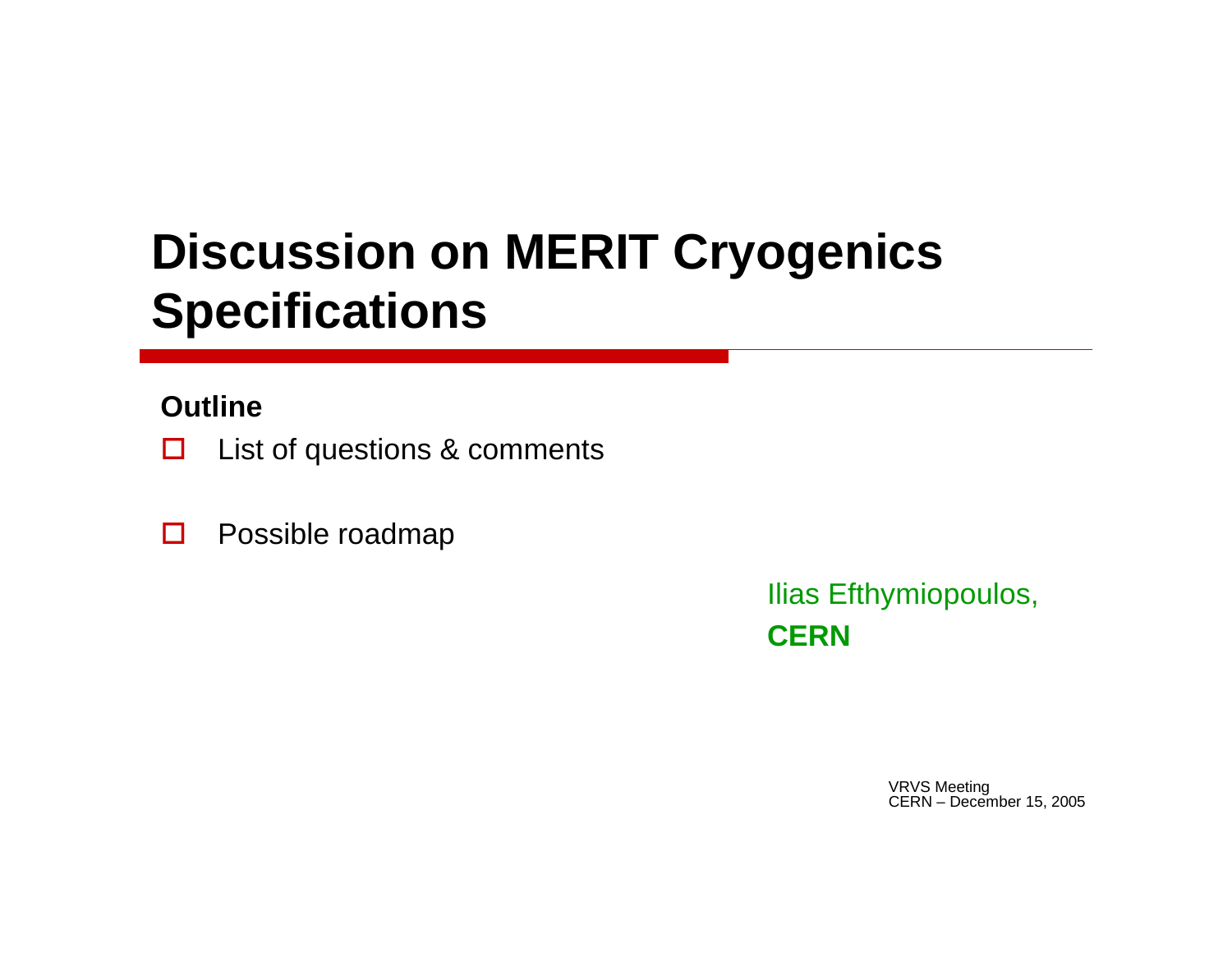# Discussion on MERIT Cryogenics Specifications

**Outline**

- List of questions & comments
- Possible roadmap

Ilias Efthymiopoulos,
**CERN**

VRVS Meeting
CERN – December 15, 2005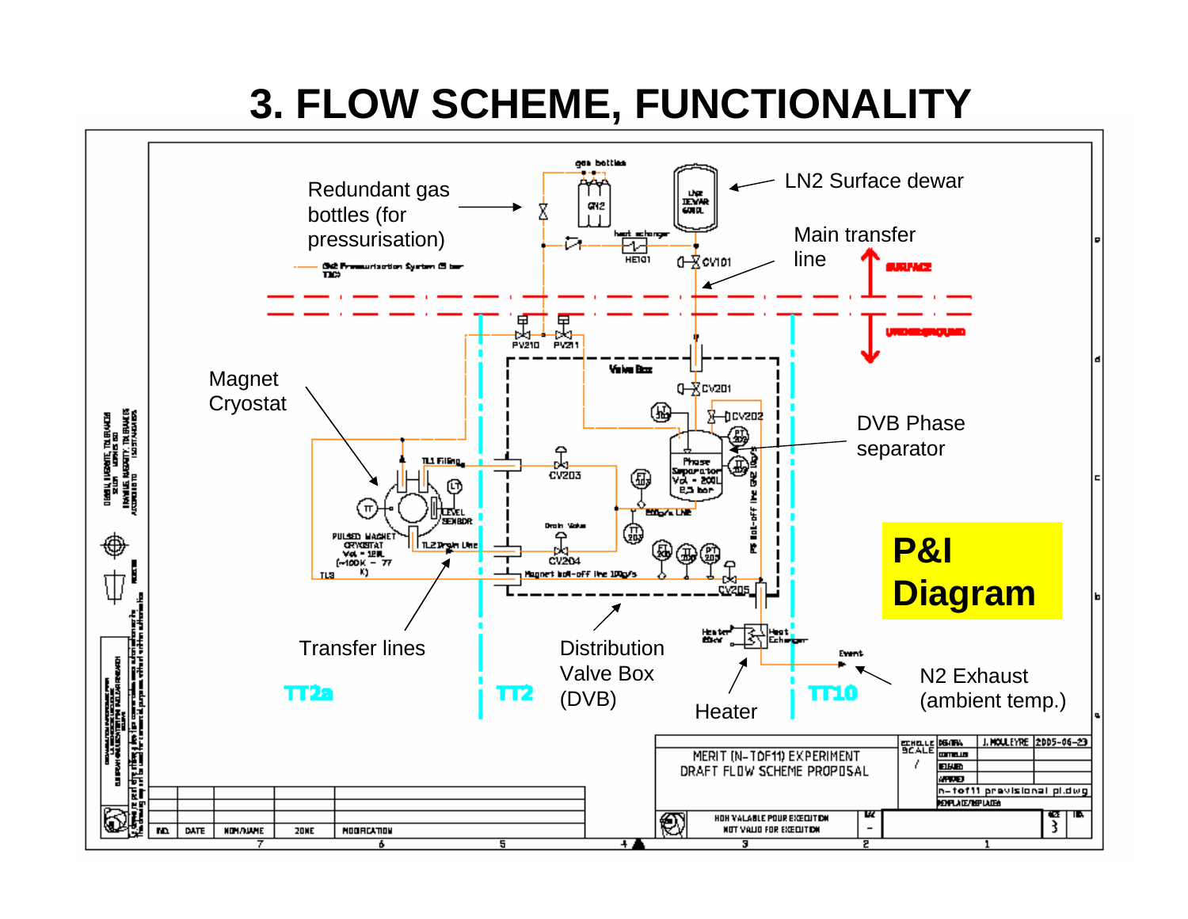# 3. FLOW SCHEME, FUNCTIONALITY

Redundant gas bottles (for pressurisation)

LN2 Surface dewar

Main transfer line

Magnet Cryostat

DVB Phase separator

**P&I Diagram**

Transfer lines

Distribution Valve Box (DVB)

Heater

N2 Exhaust (ambient temp.)

TT2a

TT2

TT10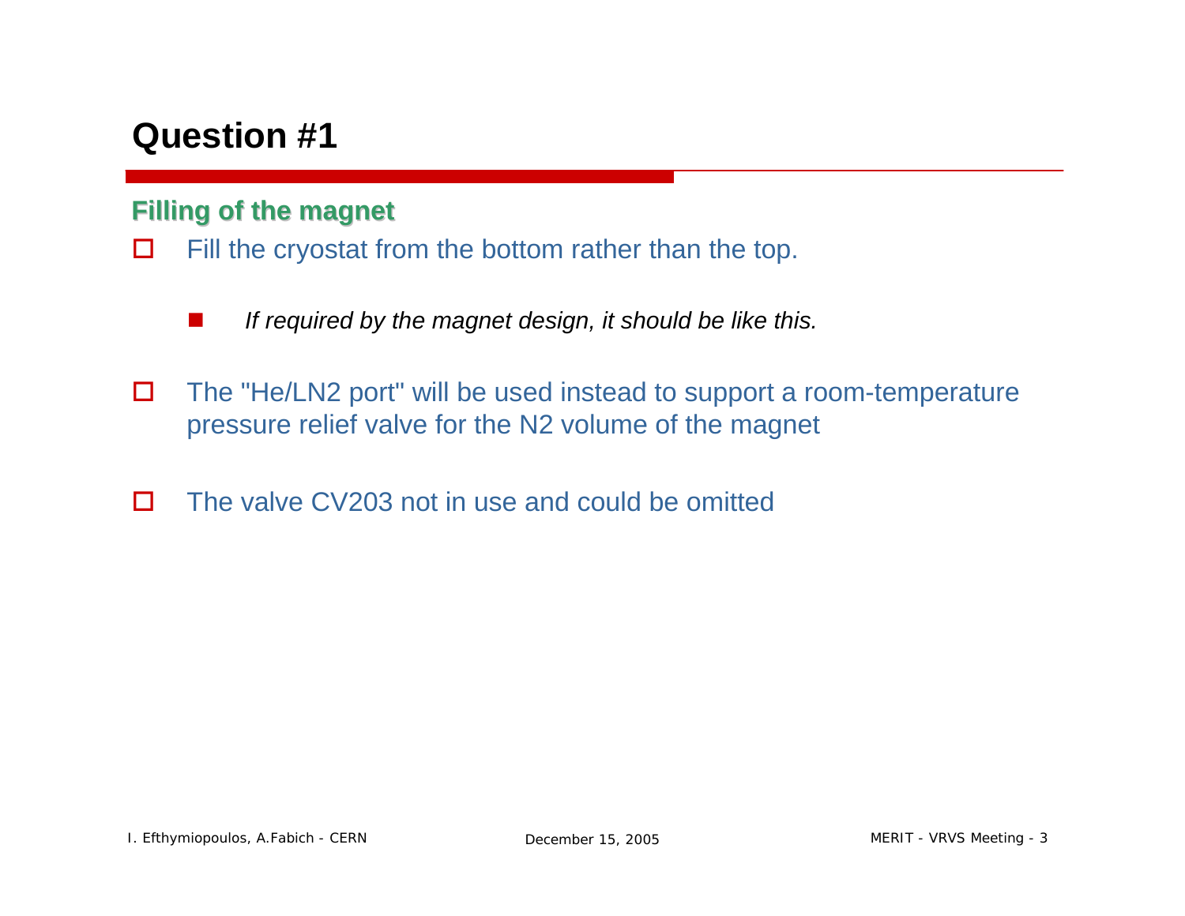# Question #1

### Filling of the magnet

- Fill the cryostat from the bottom rather than the top.
  - *If required by the magnet design, it should be like this.*
- The "He/LN2 port" will be used instead to support a room-temperature pressure relief valve for the N2 volume of the magnet
- The valve CV203 not in use and could be omitted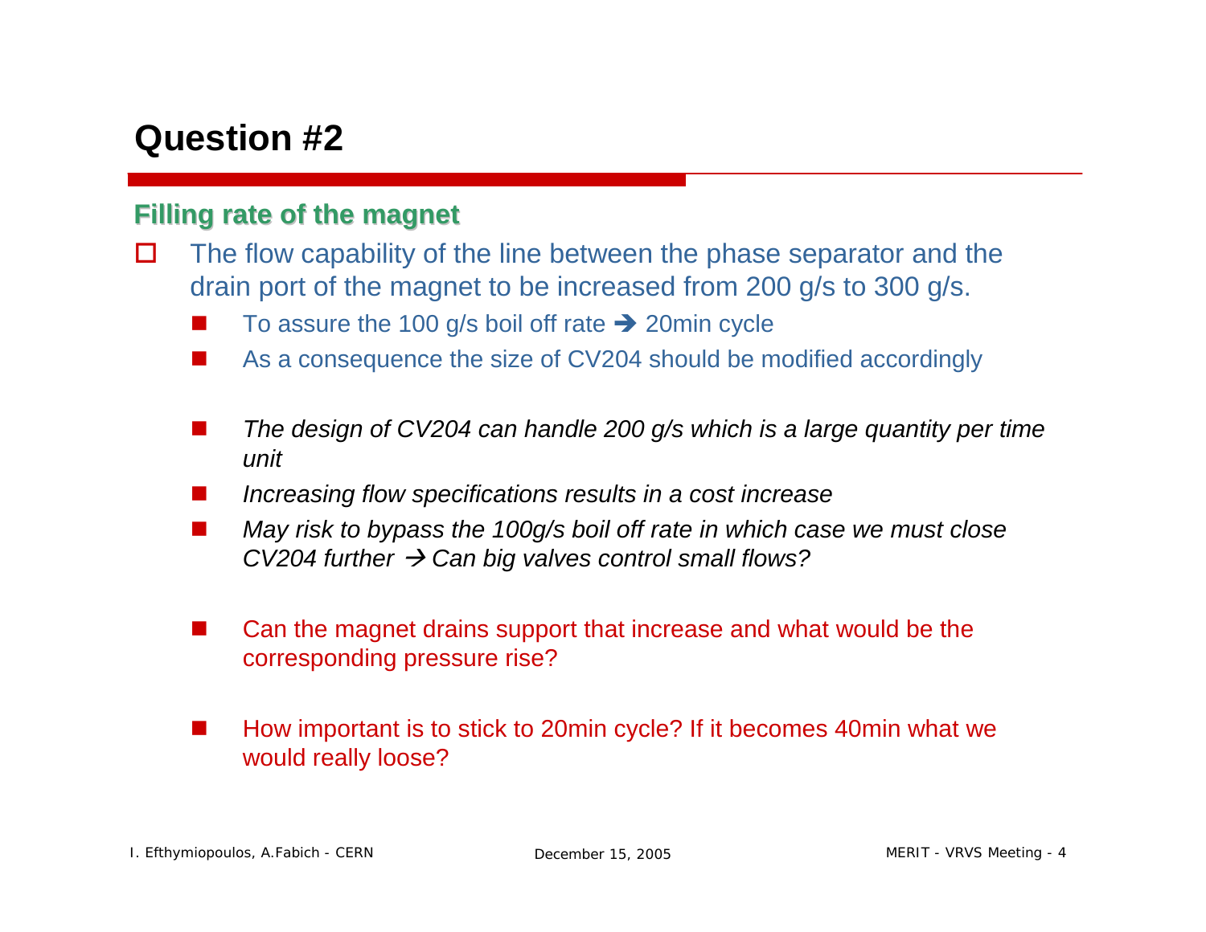# Question #2

## Filling rate of the magnet

- The flow capability of the line between the phase separator and the drain port of the magnet to be increased from 200 g/s to 300 g/s.
  - To assure the 100 g/s boil off rate ➔ 20min cycle
  - As a consequence the size of CV204 should be modified accordingly

  - *The design of CV204 can handle 200 g/s which is a large quantity per time unit*
  - *Increasing flow specifications results in a cost increase*
  - *May risk to bypass the 100g/s boil off rate in which case we must close CV204 further → Can big valves control small flows?*

  - Can the magnet drains support that increase and what would be the corresponding pressure rise?

  - How important is to stick to 20min cycle? If it becomes 40min what we would really loose?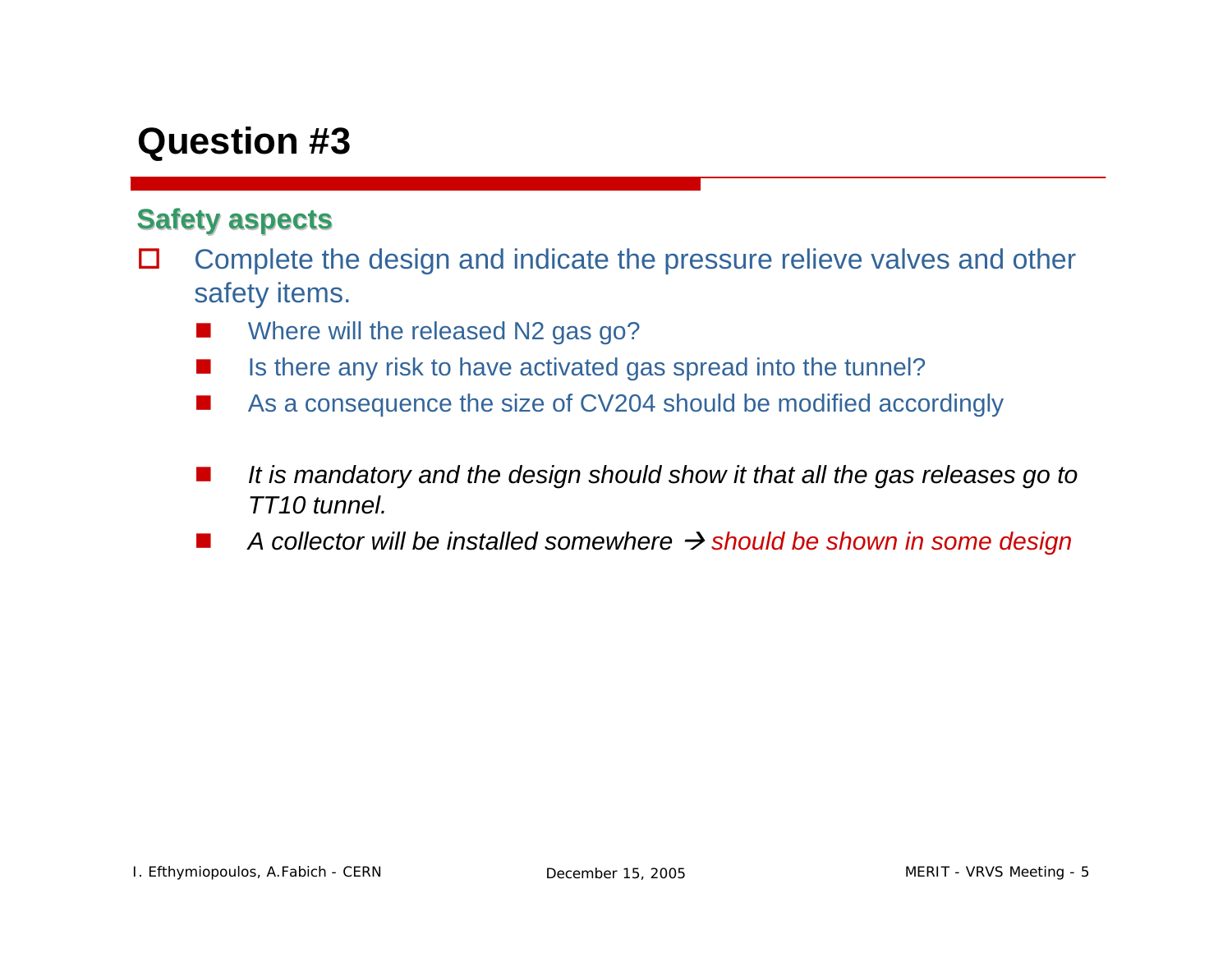# Question #3

## Safety aspects

- Complete the design and indicate the pressure relieve valves and other safety items.
  - Where will the released $N_2$ gas go?
  - Is there any risk to have activated gas spread into the tunnel?
  - As a consequence the size of CV204 should be modified accordingly

  - *It is mandatory and the design should show it that all the gas releases go to TT10 tunnel.*
  - *A collector will be installed somewhere → should be shown in some design*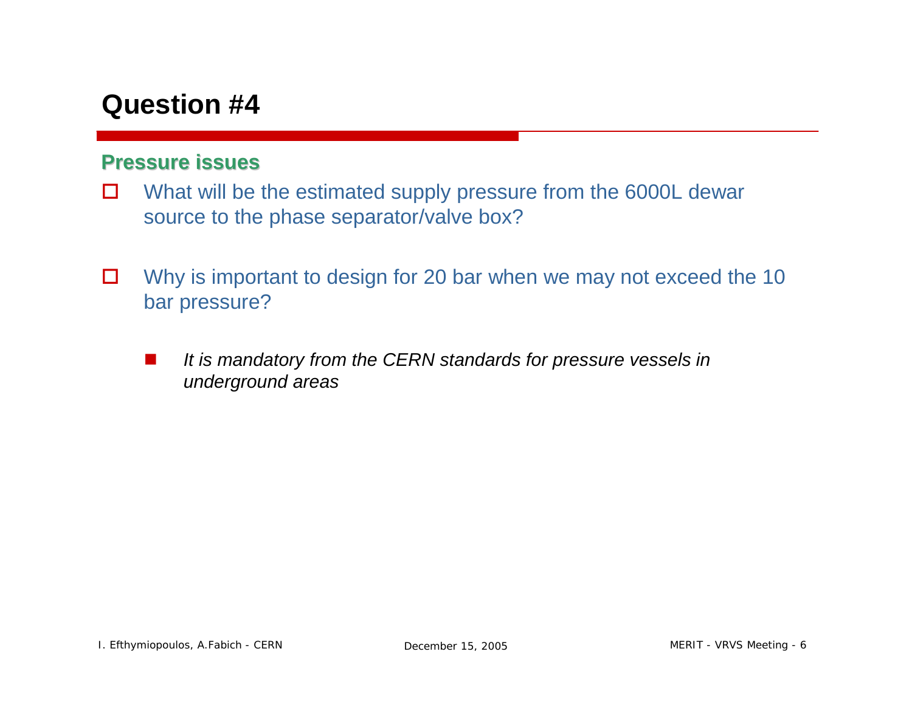# Question #4

## Pressure issues

- What will be the estimated supply pressure from the 6000L dewar source to the phase separator/valve box?

- Why is important to design for 20 bar when we may not exceed the 10 bar pressure?

  - *It is mandatory from the CERN standards for pressure vessels in underground areas*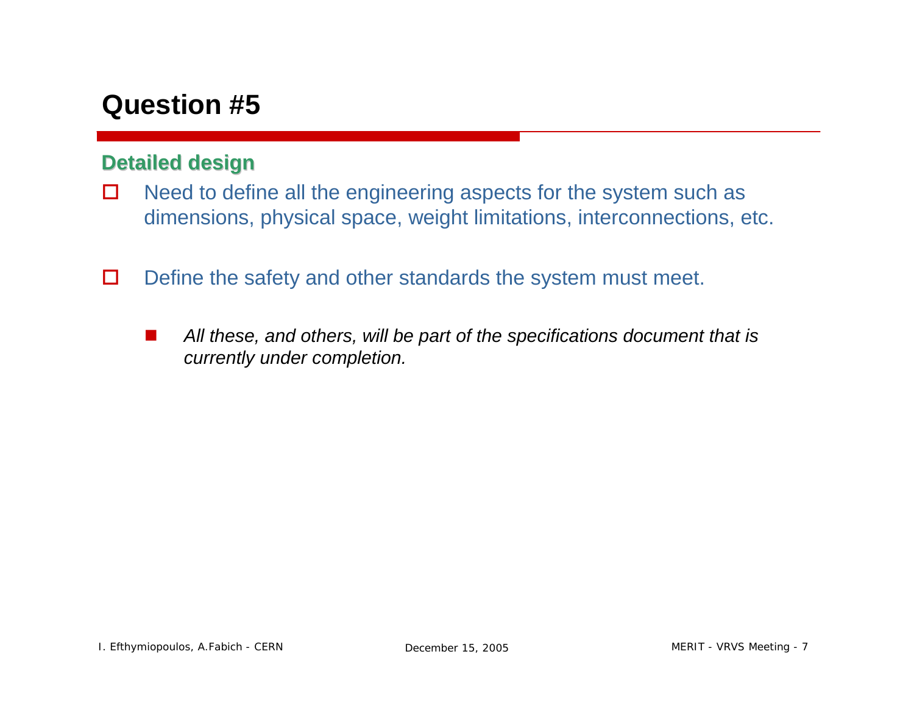# Question #5

## Detailed design

- Need to define all the engineering aspects for the system such as dimensions, physical space, weight limitations, interconnections, etc.

- Define the safety and other standards the system must meet.

  - *All these, and others, will be part of the specifications document that is currently under completion.*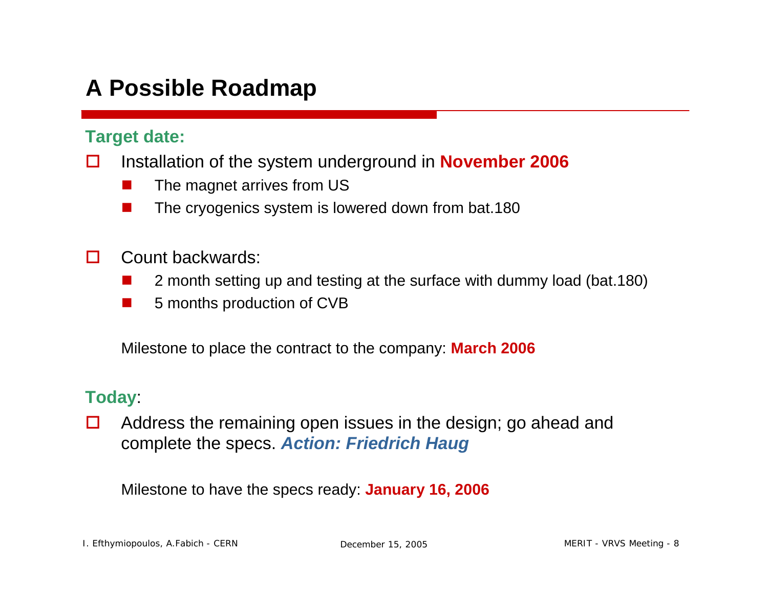# A Possible Roadmap

**Target date:**

- Installation of the system underground in **November 2006**
  - The magnet arrives from US
  - The cryogenics system is lowered down from bat.180

- Count backwards:
  - 2 month setting up and testing at the surface with dummy load (bat.180)
  - 5 months production of CVB

  Milestone to place the contract to the company: **March 2006**

**Today**:

- Address the remaining open issues in the design; go ahead and complete the specs. ***Action: Friedrich Haug***

  Milestone to have the specs ready: **January 16, 2006**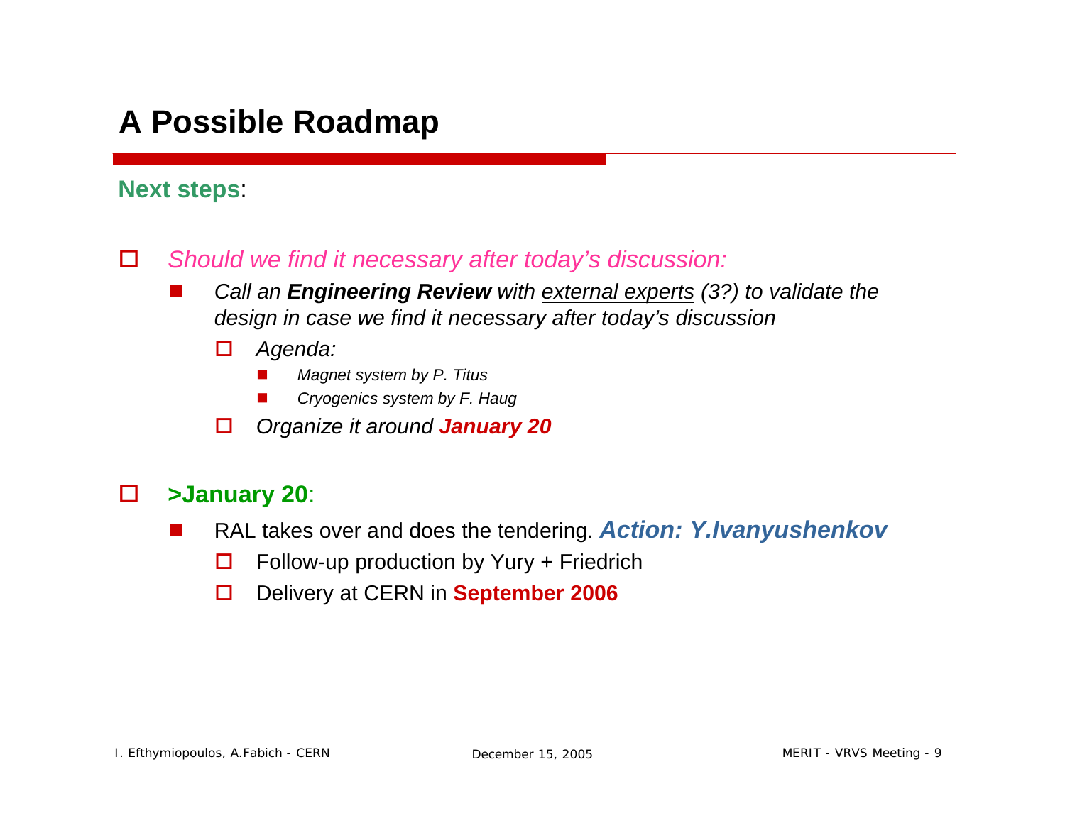# A Possible Roadmap

**Next steps**:

- *Should we find it necessary after today's discussion:*
  - *Call an **Engineering Review** with <u>external experts</u> (3?) to validate the design in case we find it necessary after today's discussion*
    - *Agenda:*
      - *Magnet system by P. Titus*
      - *Cryogenics system by F. Haug*
    - *Organize it around **January 20***

- **>January 20**:
  - RAL takes over and does the tendering. ***Action: Y.Ivanyushenkov***
    - Follow-up production by Yury + Friedrich
    - Delivery at CERN in **September 2006**